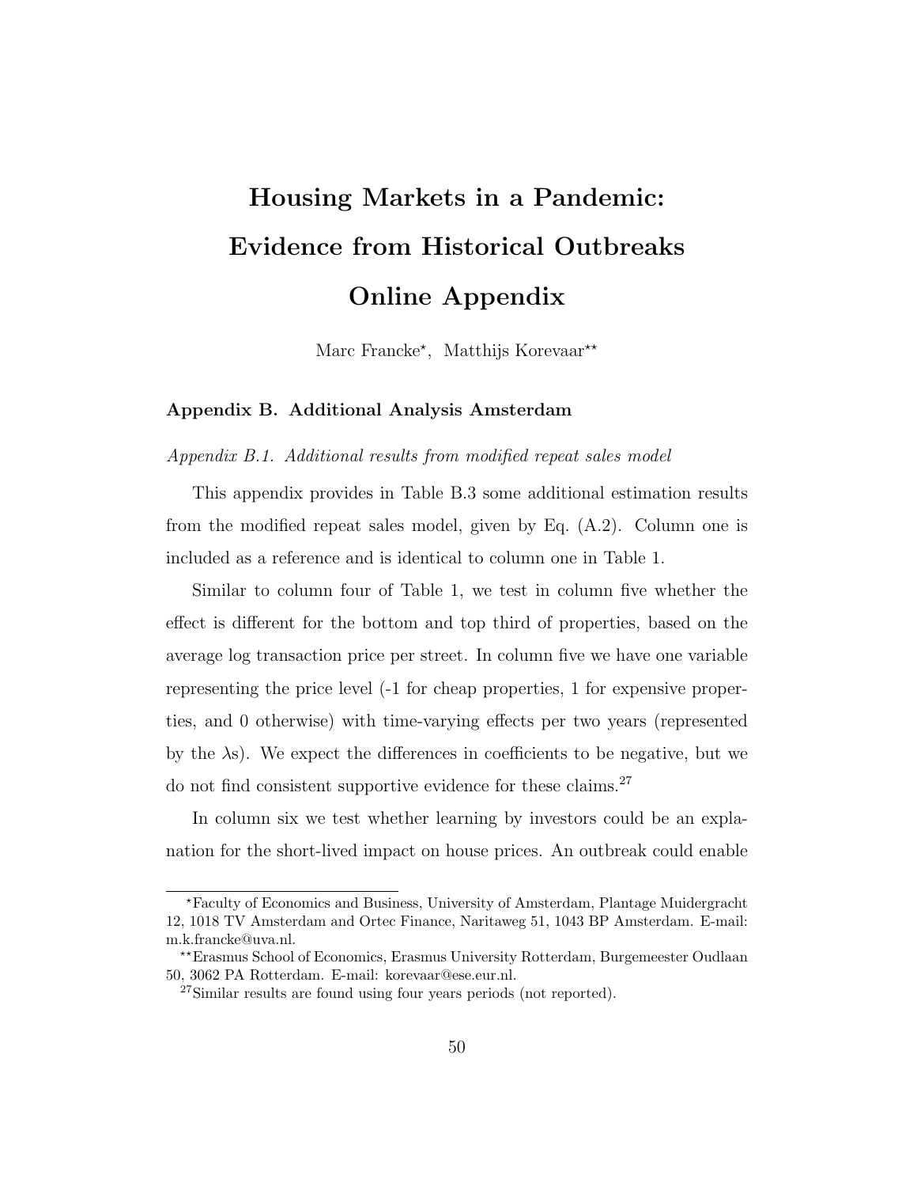# Housing Markets in a Pandemic: Evidence from Historical Outbreaks Online Appendix

Marc Francke*, Matthijs Korevaar**

### Appendix B. Additional Analysis Amsterdam

*Appendix B.1. Additional results from modified repeat sales model*

This appendix provides in Table B.3 some additional estimation results from the modified repeat sales model, given by Eq. (A.2). Column one is included as a reference and is identical to column one in Table 1.

Similar to column four of Table 1, we test in column five whether the effect is different for the bottom and top third of properties, based on the average log transaction price per street. In column five we have one variable representing the price level (-1 for cheap properties, 1 for expensive properties, and 0 otherwise) with time-varying effects per two years (represented by the $\lambda$s). We expect the differences in coefficients to be negative, but we do not find consistent supportive evidence for these claims.[27]

In column six we test whether learning by investors could be an explanation for the short-lived impact on house prices. An outbreak could enable

---

*Faculty of Economics and Business, University of Amsterdam, Plantage Muidergracht 12, 1018 TV Amsterdam and Ortec Finance, Naritaweg 51, 1043 BP Amsterdam. E-mail: m.k.francke@uva.nl.

**Erasmus School of Economics, Erasmus University Rotterdam, Burgemeester Oudlaan 50, 3062 PA Rotterdam. E-mail: korevaar@ese.eur.nl.

[27] Similar results are found using four years periods (not reported).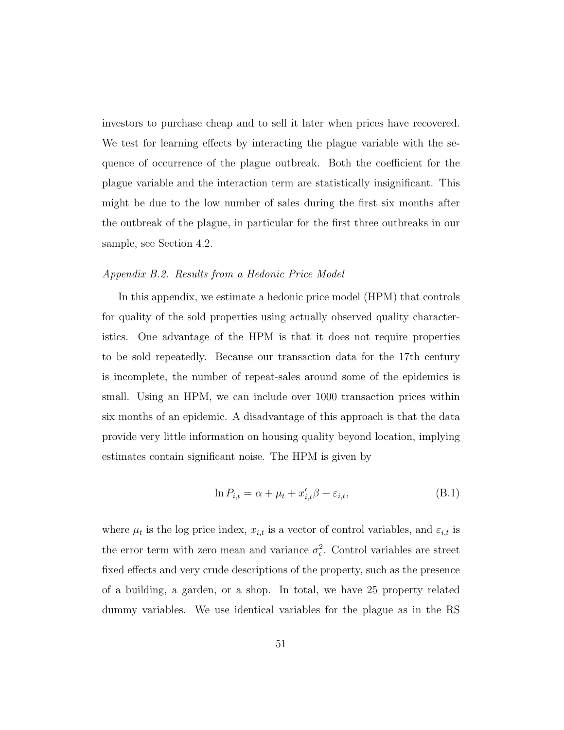investors to purchase cheap and to sell it later when prices have recovered. We test for learning effects by interacting the plague variable with the sequence of occurrence of the plague outbreak. Both the coefficient for the plague variable and the interaction term are statistically insignificant. This might be due to the low number of sales during the first six months after the outbreak of the plague, in particular for the first three outbreaks in our sample, see Section 4.2.

*Appendix B.2. Results from a Hedonic Price Model*

In this appendix, we estimate a hedonic price model (HPM) that controls for quality of the sold properties using actually observed quality characteristics. One advantage of the HPM is that it does not require properties to be sold repeatedly. Because our transaction data for the 17th century is incomplete, the number of repeat-sales around some of the epidemics is small. Using an HPM, we can include over 1000 transaction prices within six months of an epidemic. A disadvantage of this approach is that the data provide very little information on housing quality beyond location, implying estimates contain significant noise. The HPM is given by

$$\ln P_{i,t} = \alpha + \mu_t + x_{i,t}'\beta + \varepsilon_{i,t}, \tag{B.1}$$

where $\mu_t$ is the log price index, $x_{i,t}$ is a vector of control variables, and $\varepsilon_{i,t}$ is the error term with zero mean and variance $\sigma_\epsilon^2$. Control variables are street fixed effects and very crude descriptions of the property, such as the presence of a building, a garden, or a shop. In total, we have 25 property related dummy variables. We use identical variables for the plague as in the RS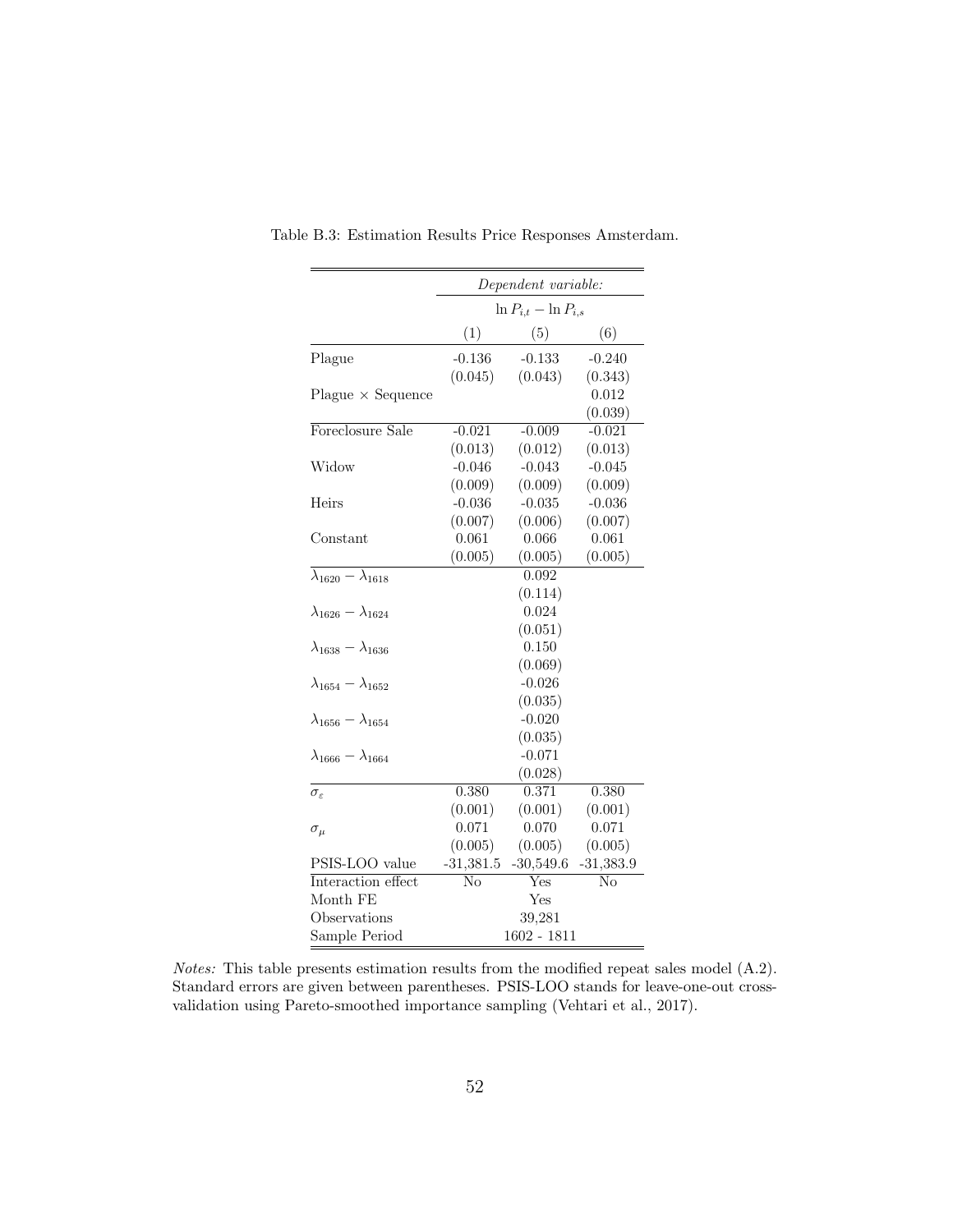Table B.3: Estimation Results Price Responses Amsterdam.

| | *Dependent variable:* | | |
|---|---|---|---|
| | $\ln P_{i,t} - \ln P_{i,s}$ | | |
| | (1) | (5) | (6) |
| Plague | -0.136 | -0.133 | -0.240 |
| | (0.045) | (0.043) | (0.343) |
| Plague × Sequence | | | 0.012 |
| | | | (0.039) |
| Foreclosure Sale | -0.021 | -0.009 | -0.021 |
| | (0.013) | (0.012) | (0.013) |
| Widow | -0.046 | -0.043 | -0.045 |
| | (0.009) | (0.009) | (0.009) |
| Heirs | -0.036 | -0.035 | -0.036 |
| | (0.007) | (0.006) | (0.007) |
| Constant | 0.061 | 0.066 | 0.061 |
| | (0.005) | (0.005) | (0.005) |
| $\lambda_{1620} - \lambda_{1618}$ | | 0.092 | |
| | | (0.114) | |
| $\lambda_{1626} - \lambda_{1624}$ | | 0.024 | |
| | | (0.051) | |
| $\lambda_{1638} - \lambda_{1636}$ | | 0.150 | |
| | | (0.069) | |
| $\lambda_{1654} - \lambda_{1652}$ | | -0.026 | |
| | | (0.035) | |
| $\lambda_{1656} - \lambda_{1654}$ | | -0.020 | |
| | | (0.035) | |
| $\lambda_{1666} - \lambda_{1664}$ | | -0.071 | |
| | | (0.028) | |
| $\sigma_{\varepsilon}$ | 0.380 | 0.371 | 0.380 |
| | (0.001) | (0.001) | (0.001) |
| $\sigma_{\mu}$ | 0.071 | 0.070 | 0.071 |
| | (0.005) | (0.005) | (0.005) |
| PSIS-LOO value | -31,381.5 | -30,549.6 | -31,383.9 |
| Interaction effect | No | Yes | No |
| Month FE | | Yes | |
| Observations | | 39,281 | |
| Sample Period | | 1602 - 1811 | |

*Notes:* This table presents estimation results from the modified repeat sales model (A.2). Standard errors are given between parentheses. PSIS-LOO stands for leave-one-out cross-validation using Pareto-smoothed importance sampling (Vehtari et al., 2017).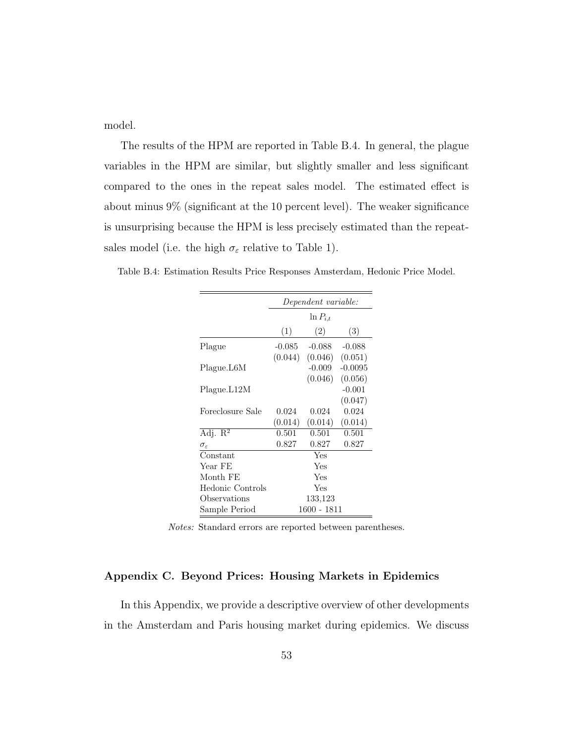model.

The results of the HPM are reported in Table B.4. In general, the plague variables in the HPM are similar, but slightly smaller and less significant compared to the ones in the repeat sales model. The estimated effect is about minus 9% (significant at the 10 percent level). The weaker significance is unsurprising because the HPM is less precisely estimated than the repeat-sales model (i.e. the high $\sigma_\varepsilon$ relative to Table 1).

Table B.4: Estimation Results Price Responses Amsterdam, Hedonic Price Model.

| | *Dependent variable:* | | |
|---|---|---|---|
| | $\ln P_{i,t}$ | | |
| | (1) | (2) | (3) |
| Plague | -0.085 | -0.088 | -0.088 |
| | (0.044) | (0.046) | (0.051) |
| Plague.L6M | | -0.009 | -0.0095 |
| | | (0.046) | (0.056) |
| Plague.L12M | | | -0.001 |
| | | | (0.047) |
| Foreclosure Sale | 0.024 | 0.024 | 0.024 |
| | (0.014) | (0.014) | (0.014) |
| Adj. $R^2$ | 0.501 | 0.501 | 0.501 |
| $\sigma_\varepsilon$ | 0.827 | 0.827 | 0.827 |
| Constant | Yes | | |
| Year FE | Yes | | |
| Month FE | Yes | | |
| Hedonic Controls | Yes | | |
| Observations | 133,123 | | |
| Sample Period | 1600 - 1811 | | |

*Notes:* Standard errors are reported between parentheses.

### Appendix C. Beyond Prices: Housing Markets in Epidemics

In this Appendix, we provide a descriptive overview of other developments in the Amsterdam and Paris housing market during epidemics. We discuss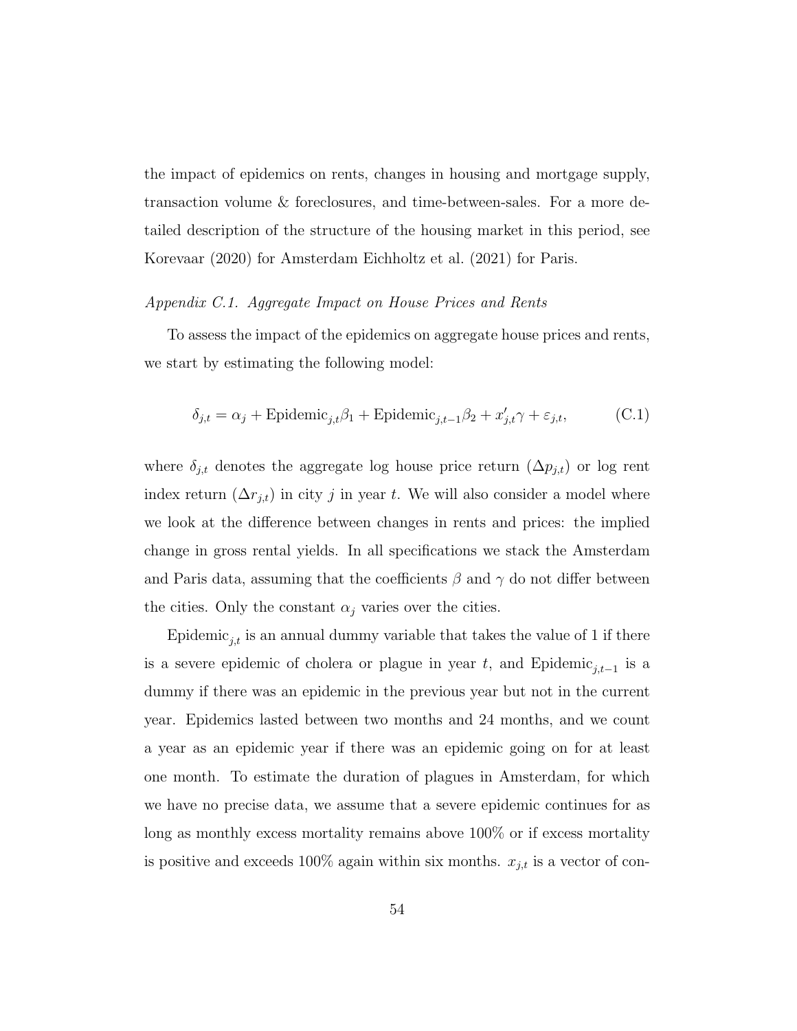the impact of epidemics on rents, changes in housing and mortgage supply, transaction volume & foreclosures, and time-between-sales. For a more detailed description of the structure of the housing market in this period, see Korevaar (2020) for Amsterdam Eichholtz et al. (2021) for Paris.

### *Appendix C.1. Aggregate Impact on House Prices and Rents*

To assess the impact of the epidemics on aggregate house prices and rents, we start by estimating the following model:

$$\delta_{j,t} = \alpha_j + \text{Epidemic}_{j,t}\beta_1 + \text{Epidemic}_{j,t-1}\beta_2 + x'_{j,t}\gamma + \varepsilon_{j,t}, \tag{C.1}$$

where $\delta_{j,t}$ denotes the aggregate log house price return ($\Delta p_{j,t}$) or log rent index return ($\Delta r_{j,t}$) in city $j$ in year $t$. We will also consider a model where we look at the difference between changes in rents and prices: the implied change in gross rental yields. In all specifications we stack the Amsterdam and Paris data, assuming that the coefficients $\beta$ and $\gamma$ do not differ between the cities. Only the constant $\alpha_j$ varies over the cities.

$\text{Epidemic}_{j,t}$ is an annual dummy variable that takes the value of 1 if there is a severe epidemic of cholera or plague in year $t$, and $\text{Epidemic}_{j,t-1}$ is a dummy if there was an epidemic in the previous year but not in the current year. Epidemics lasted between two months and 24 months, and we count a year as an epidemic year if there was an epidemic going on for at least one month. To estimate the duration of plagues in Amsterdam, for which we have no precise data, we assume that a severe epidemic continues for as long as monthly excess mortality remains above 100% or if excess mortality is positive and exceeds 100% again within six months. $x_{j,t}$ is a vector of con-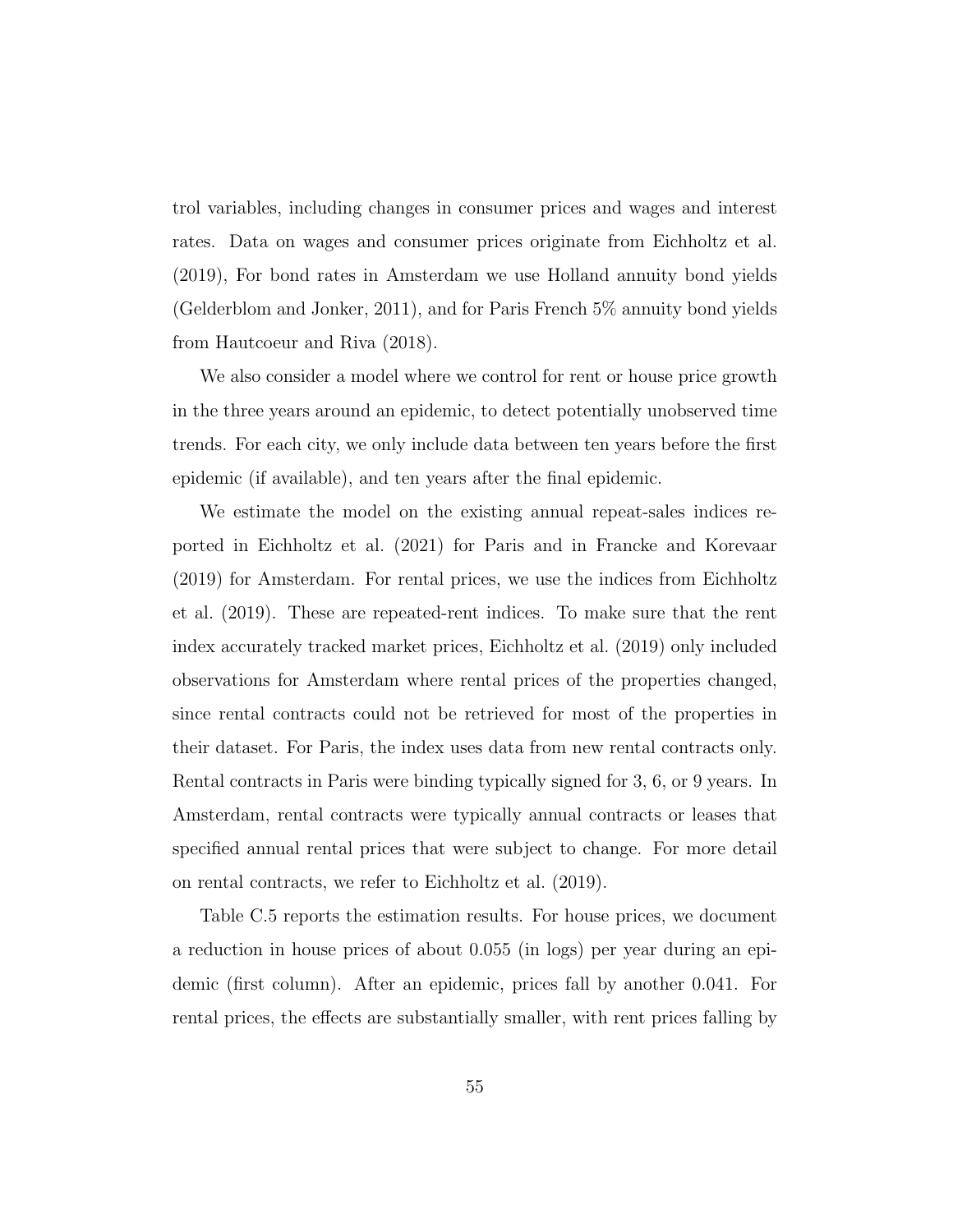trol variables, including changes in consumer prices and wages and interest rates. Data on wages and consumer prices originate from Eichholtz et al. (2019), For bond rates in Amsterdam we use Holland annuity bond yields (Gelderblom and Jonker, 2011), and for Paris French 5% annuity bond yields from Hautcoeur and Riva (2018).

We also consider a model where we control for rent or house price growth in the three years around an epidemic, to detect potentially unobserved time trends. For each city, we only include data between ten years before the first epidemic (if available), and ten years after the final epidemic.

We estimate the model on the existing annual repeat-sales indices reported in Eichholtz et al. (2021) for Paris and in Francke and Korevaar (2019) for Amsterdam. For rental prices, we use the indices from Eichholtz et al. (2019). These are repeated-rent indices. To make sure that the rent index accurately tracked market prices, Eichholtz et al. (2019) only included observations for Amsterdam where rental prices of the properties changed, since rental contracts could not be retrieved for most of the properties in their dataset. For Paris, the index uses data from new rental contracts only. Rental contracts in Paris were binding typically signed for 3, 6, or 9 years. In Amsterdam, rental contracts were typically annual contracts or leases that specified annual rental prices that were subject to change. For more detail on rental contracts, we refer to Eichholtz et al. (2019).

Table C.5 reports the estimation results. For house prices, we document a reduction in house prices of about 0.055 (in logs) per year during an epidemic (first column). After an epidemic, prices fall by another 0.041. For rental prices, the effects are substantially smaller, with rent prices falling by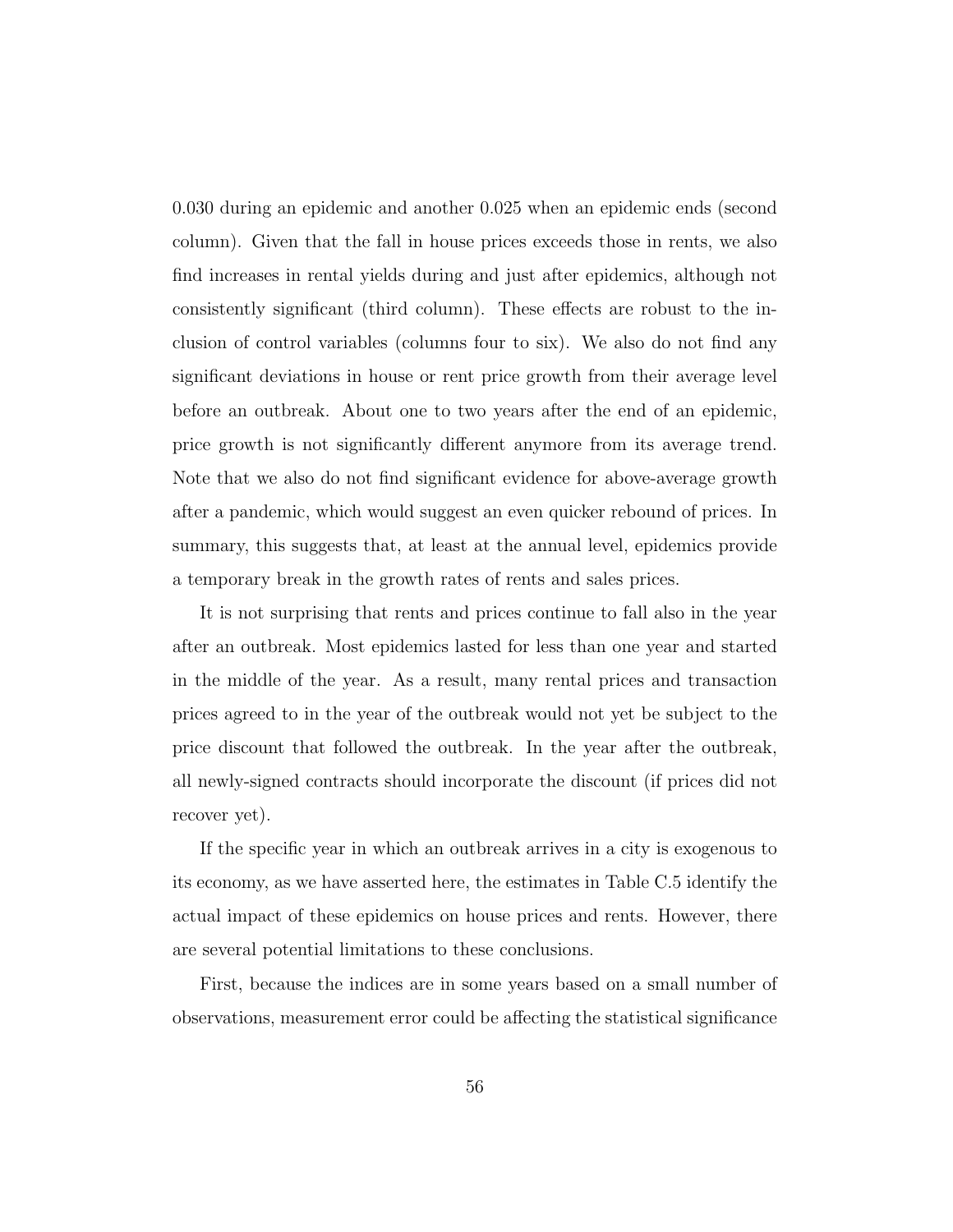0.030 during an epidemic and another 0.025 when an epidemic ends (second column). Given that the fall in house prices exceeds those in rents, we also find increases in rental yields during and just after epidemics, although not consistently significant (third column). These effects are robust to the inclusion of control variables (columns four to six). We also do not find any significant deviations in house or rent price growth from their average level before an outbreak. About one to two years after the end of an epidemic, price growth is not significantly different anymore from its average trend. Note that we also do not find significant evidence for above-average growth after a pandemic, which would suggest an even quicker rebound of prices. In summary, this suggests that, at least at the annual level, epidemics provide a temporary break in the growth rates of rents and sales prices.

It is not surprising that rents and prices continue to fall also in the year after an outbreak. Most epidemics lasted for less than one year and started in the middle of the year. As a result, many rental prices and transaction prices agreed to in the year of the outbreak would not yet be subject to the price discount that followed the outbreak. In the year after the outbreak, all newly-signed contracts should incorporate the discount (if prices did not recover yet).

If the specific year in which an outbreak arrives in a city is exogenous to its economy, as we have asserted here, the estimates in Table C.5 identify the actual impact of these epidemics on house prices and rents. However, there are several potential limitations to these conclusions.

First, because the indices are in some years based on a small number of observations, measurement error could be affecting the statistical significance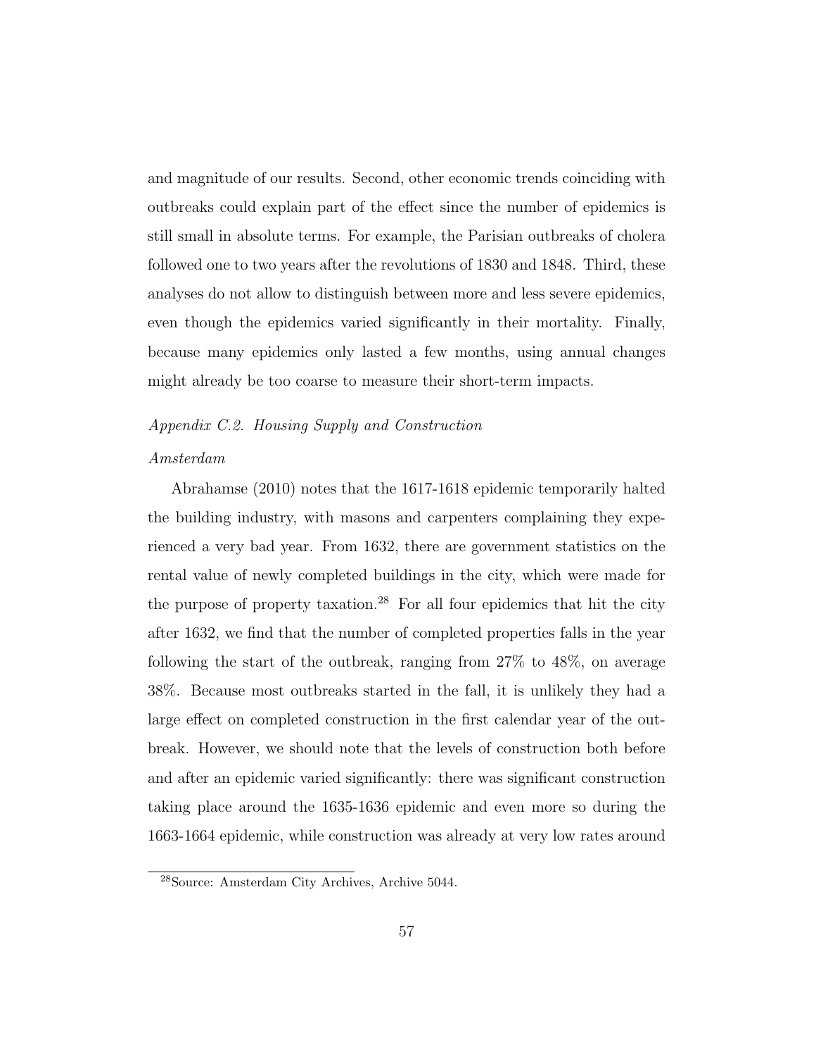and magnitude of our results. Second, other economic trends coinciding with outbreaks could explain part of the effect since the number of epidemics is still small in absolute terms. For example, the Parisian outbreaks of cholera followed one to two years after the revolutions of 1830 and 1848. Third, these analyses do not allow to distinguish between more and less severe epidemics, even though the epidemics varied significantly in their mortality. Finally, because many epidemics only lasted a few months, using annual changes might already be too coarse to measure their short-term impacts.

*Appendix C.2. Housing Supply and Construction*

*Amsterdam*

Abrahamse (2010) notes that the 1617-1618 epidemic temporarily halted the building industry, with masons and carpenters complaining they experienced a very bad year. From 1632, there are government statistics on the rental value of newly completed buildings in the city, which were made for the purpose of property taxation.[28] For all four epidemics that hit the city after 1632, we find that the number of completed properties falls in the year following the start of the outbreak, ranging from 27% to 48%, on average 38%. Because most outbreaks started in the fall, it is unlikely they had a large effect on completed construction in the first calendar year of the outbreak. However, we should note that the levels of construction both before and after an epidemic varied significantly: there was significant construction taking place around the 1635-1636 epidemic and even more so during the 1663-1664 epidemic, while construction was already at very low rates around

[28] Source: Amsterdam City Archives, Archive 5044.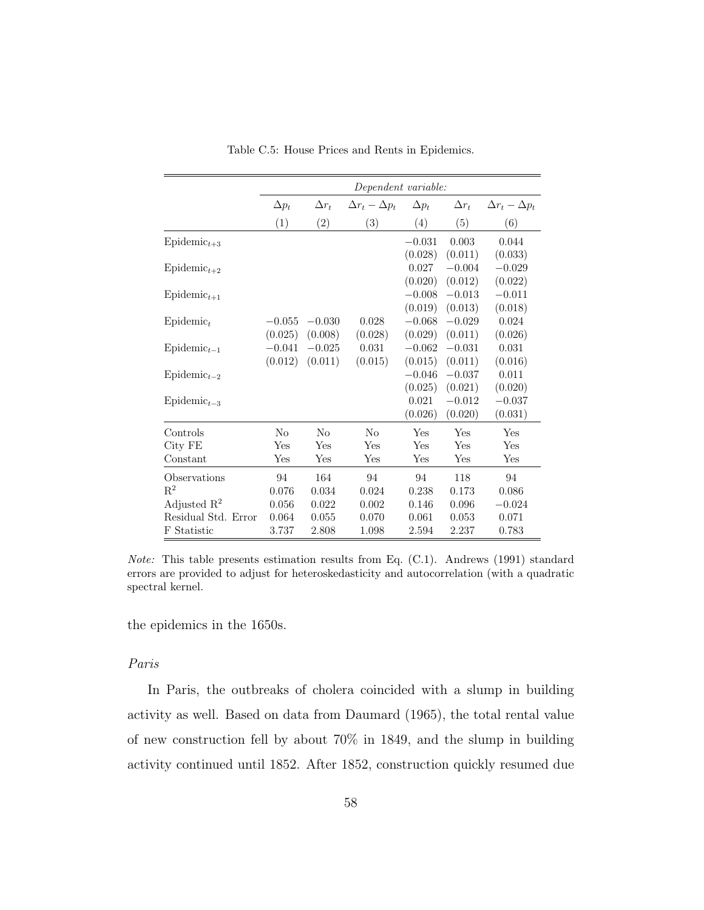Table C.5: House Prices and Rents in Epidemics.

| | *Dependent variable:* | | | | | |
|---|---|---|---|---|---|---|
| | $\Delta p_t$ | $\Delta r_t$ | $\Delta r_t - \Delta p_t$ | $\Delta p_t$ | $\Delta r_t$ | $\Delta r_t - \Delta p_t$ |
| | (1) | (2) | (3) | (4) | (5) | (6) |
| $\text{Epidemic}_{t+3}$ | | | | $-0.031$ | 0.003 | 0.044 |
| | | | | (0.028) | (0.011) | (0.033) |
| $\text{Epidemic}_{t+2}$ | | | | 0.027 | $-0.004$ | $-0.029$ |
| | | | | (0.020) | (0.012) | (0.022) |
| $\text{Epidemic}_{t+1}$ | | | | $-0.008$ | $-0.013$ | $-0.011$ |
| | | | | (0.019) | (0.013) | (0.018) |
| $\text{Epidemic}_{t}$ | $-0.055$ | $-0.030$ | 0.028 | $-0.068$ | $-0.029$ | 0.024 |
| | (0.025) | (0.008) | (0.028) | (0.029) | (0.011) | (0.026) |
| $\text{Epidemic}_{t-1}$ | $-0.041$ | $-0.025$ | 0.031 | $-0.062$ | $-0.031$ | 0.031 |
| | (0.012) | (0.011) | (0.015) | (0.015) | (0.011) | (0.016) |
| $\text{Epidemic}_{t-2}$ | | | | $-0.046$ | $-0.037$ | 0.011 |
| | | | | (0.025) | (0.021) | (0.020) |
| $\text{Epidemic}_{t-3}$ | | | | 0.021 | $-0.012$ | $-0.037$ |
| | | | | (0.026) | (0.020) | (0.031) |
| Controls | No | No | No | Yes | Yes | Yes |
| City FE | Yes | Yes | Yes | Yes | Yes | Yes |
| Constant | Yes | Yes | Yes | Yes | Yes | Yes |
| Observations | 94 | 164 | 94 | 94 | 118 | 94 |
| $R^2$ | 0.076 | 0.034 | 0.024 | 0.238 | 0.173 | 0.086 |
| Adjusted $R^2$ | 0.056 | 0.022 | 0.002 | 0.146 | 0.096 | $-0.024$ |
| Residual Std. Error | 0.064 | 0.055 | 0.070 | 0.061 | 0.053 | 0.071 |
| F Statistic | 3.737 | 2.808 | 1.098 | 2.594 | 2.237 | 0.783 |

*Note:* This table presents estimation results from Eq. (C.1). Andrews (1991) standard errors are provided to adjust for heteroskedasticity and autocorrelation (with a quadratic spectral kernel.

the epidemics in the 1650s.

*Paris*

In Paris, the outbreaks of cholera coincided with a slump in building activity as well. Based on data from Daumard (1965), the total rental value of new construction fell by about 70% in 1849, and the slump in building activity continued until 1852. After 1852, construction quickly resumed due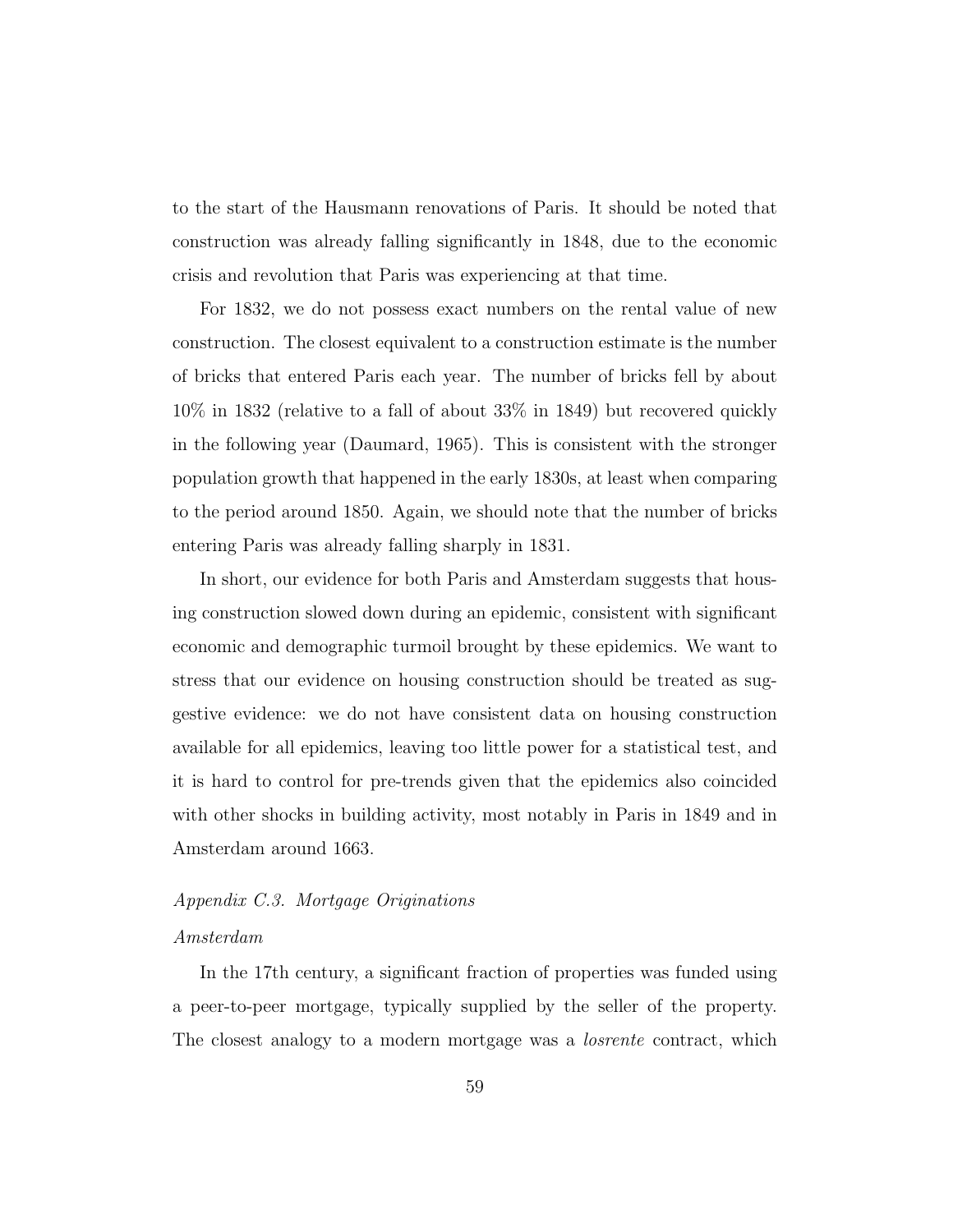to the start of the Hausmann renovations of Paris. It should be noted that construction was already falling significantly in 1848, due to the economic crisis and revolution that Paris was experiencing at that time.

For 1832, we do not possess exact numbers on the rental value of new construction. The closest equivalent to a construction estimate is the number of bricks that entered Paris each year. The number of bricks fell by about 10% in 1832 (relative to a fall of about 33% in 1849) but recovered quickly in the following year (Daumard, 1965). This is consistent with the stronger population growth that happened in the early 1830s, at least when comparing to the period around 1850. Again, we should note that the number of bricks entering Paris was already falling sharply in 1831.

In short, our evidence for both Paris and Amsterdam suggests that housing construction slowed down during an epidemic, consistent with significant economic and demographic turmoil brought by these epidemics. We want to stress that our evidence on housing construction should be treated as suggestive evidence: we do not have consistent data on housing construction available for all epidemics, leaving too little power for a statistical test, and it is hard to control for pre-trends given that the epidemics also coincided with other shocks in building activity, most notably in Paris in 1849 and in Amsterdam around 1663.

### *Appendix C.3. Mortgage Originations*

#### *Amsterdam*

In the 17th century, a significant fraction of properties was funded using a peer-to-peer mortgage, typically supplied by the seller of the property. The closest analogy to a modern mortgage was a *losrente* contract, which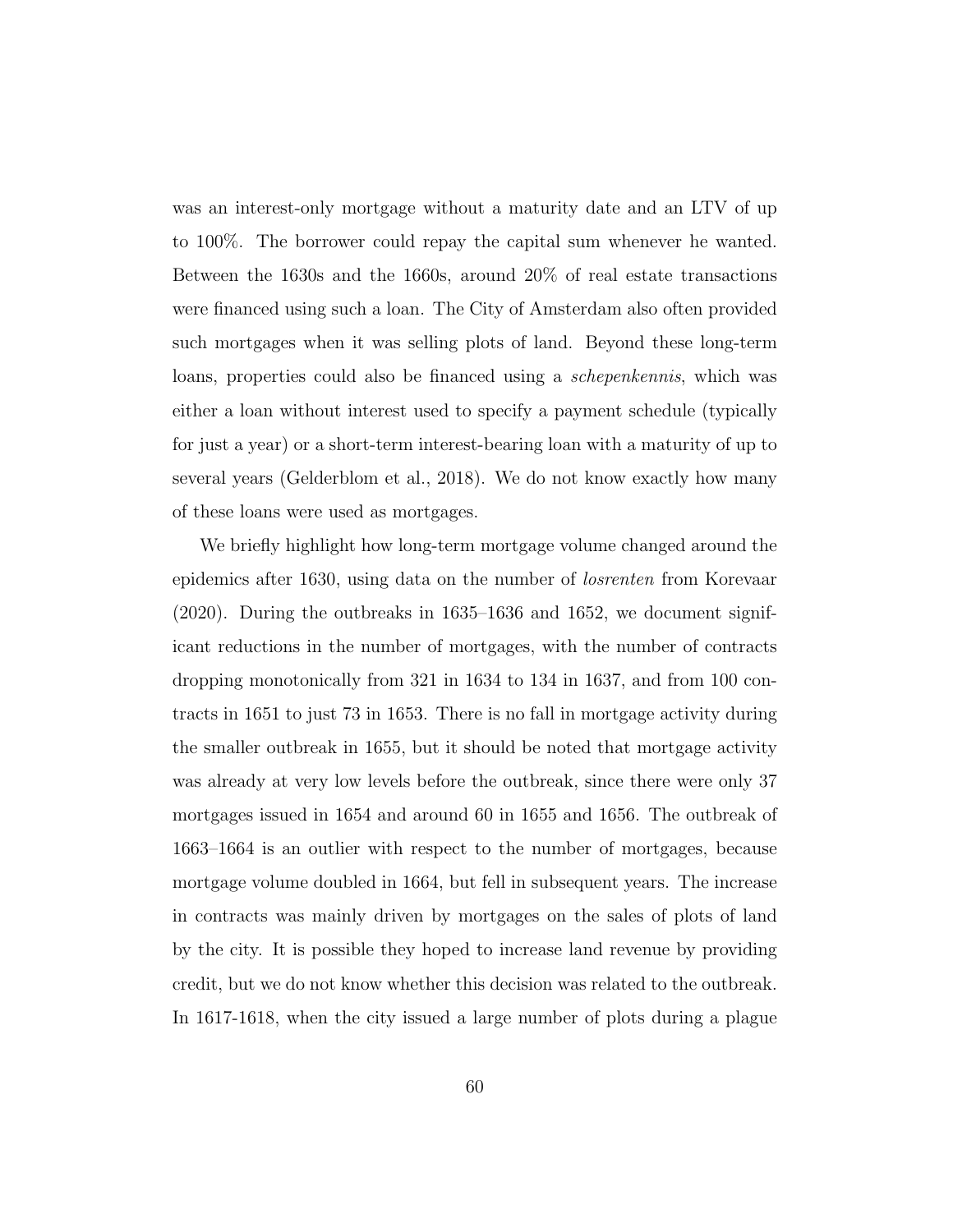was an interest-only mortgage without a maturity date and an LTV of up to 100%. The borrower could repay the capital sum whenever he wanted. Between the 1630s and the 1660s, around 20% of real estate transactions were financed using such a loan. The City of Amsterdam also often provided such mortgages when it was selling plots of land. Beyond these long-term loans, properties could also be financed using a *schepenkennis*, which was either a loan without interest used to specify a payment schedule (typically for just a year) or a short-term interest-bearing loan with a maturity of up to several years (Gelderblom et al., 2018). We do not know exactly how many of these loans were used as mortgages.

We briefly highlight how long-term mortgage volume changed around the epidemics after 1630, using data on the number of *losrenten* from Korevaar (2020). During the outbreaks in 1635–1636 and 1652, we document significant reductions in the number of mortgages, with the number of contracts dropping monotonically from 321 in 1634 to 134 in 1637, and from 100 contracts in 1651 to just 73 in 1653. There is no fall in mortgage activity during the smaller outbreak in 1655, but it should be noted that mortgage activity was already at very low levels before the outbreak, since there were only 37 mortgages issued in 1654 and around 60 in 1655 and 1656. The outbreak of 1663–1664 is an outlier with respect to the number of mortgages, because mortgage volume doubled in 1664, but fell in subsequent years. The increase in contracts was mainly driven by mortgages on the sales of plots of land by the city. It is possible they hoped to increase land revenue by providing credit, but we do not know whether this decision was related to the outbreak. In 1617-1618, when the city issued a large number of plots during a plague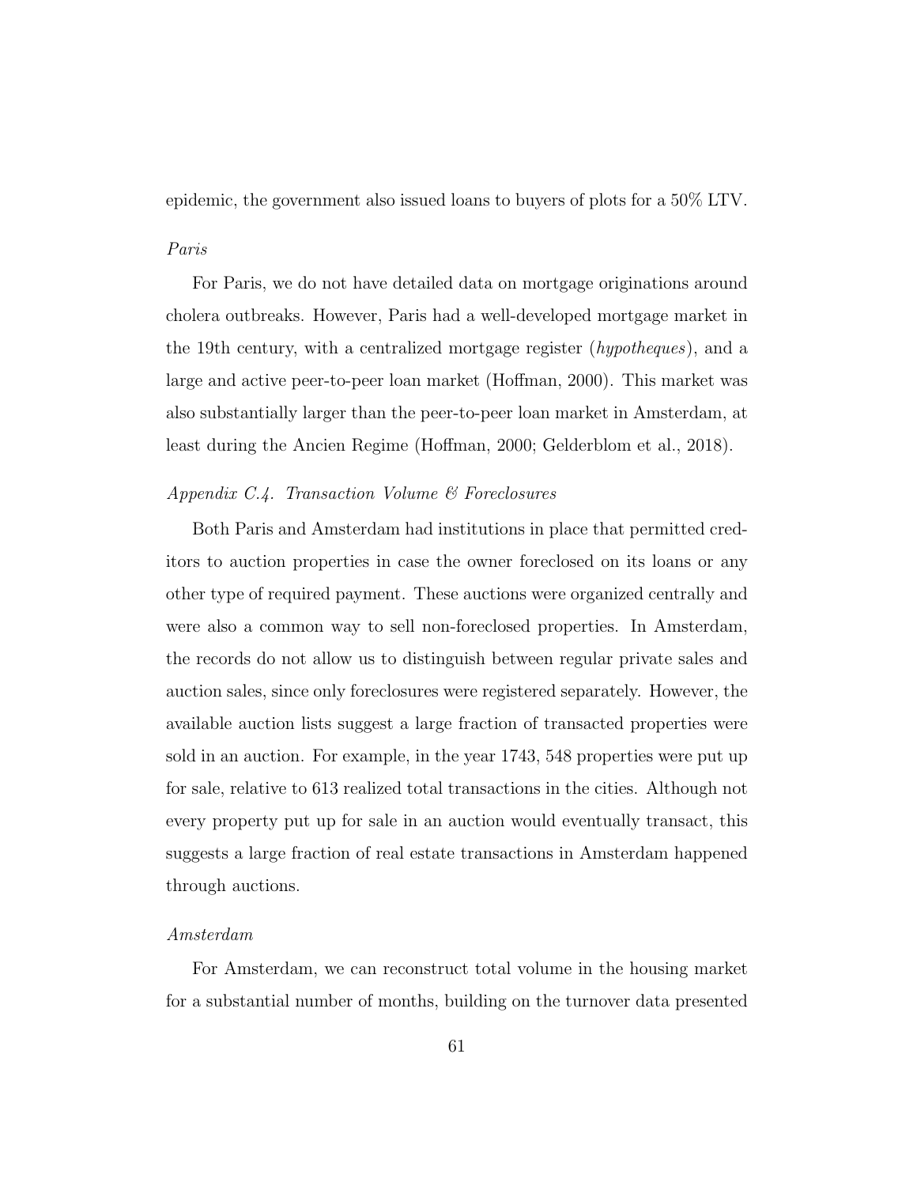epidemic, the government also issued loans to buyers of plots for a 50% LTV.

*Paris*

For Paris, we do not have detailed data on mortgage originations around cholera outbreaks. However, Paris had a well-developed mortgage market in the 19th century, with a centralized mortgage register (*hypotheques*), and a large and active peer-to-peer loan market (Hoffman, 2000). This market was also substantially larger than the peer-to-peer loan market in Amsterdam, at least during the Ancien Regime (Hoffman, 2000; Gelderblom et al., 2018).

### *Appendix C.4. Transaction Volume & Foreclosures*

Both Paris and Amsterdam had institutions in place that permitted creditors to auction properties in case the owner foreclosed on its loans or any other type of required payment. These auctions were organized centrally and were also a common way to sell non-foreclosed properties. In Amsterdam, the records do not allow us to distinguish between regular private sales and auction sales, since only foreclosures were registered separately. However, the available auction lists suggest a large fraction of transacted properties were sold in an auction. For example, in the year 1743, 548 properties were put up for sale, relative to 613 realized total transactions in the cities. Although not every property put up for sale in an auction would eventually transact, this suggests a large fraction of real estate transactions in Amsterdam happened through auctions.

*Amsterdam*

For Amsterdam, we can reconstruct total volume in the housing market for a substantial number of months, building on the turnover data presented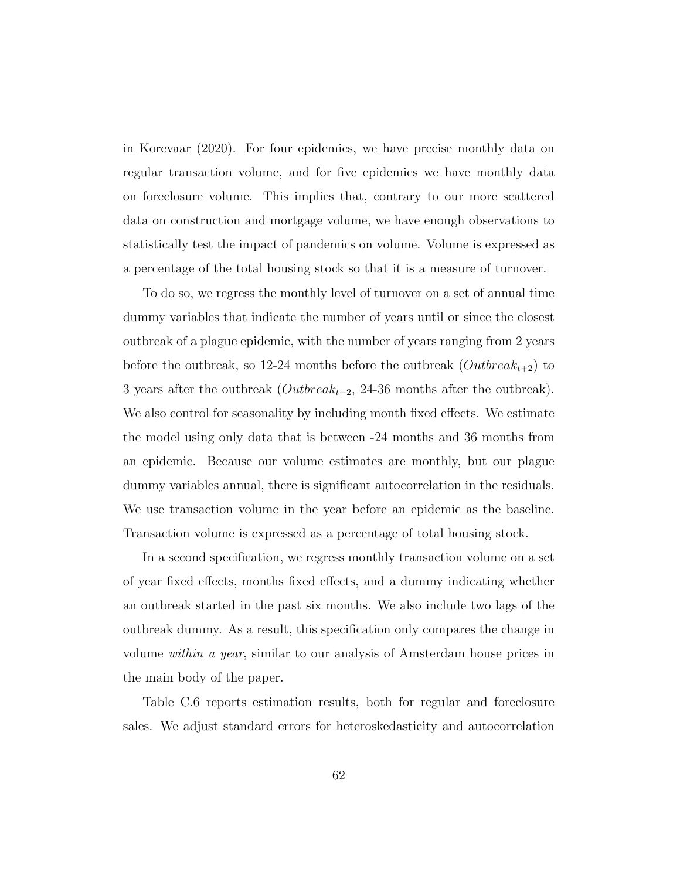in Korevaar (2020). For four epidemics, we have precise monthly data on regular transaction volume, and for five epidemics we have monthly data on foreclosure volume. This implies that, contrary to our more scattered data on construction and mortgage volume, we have enough observations to statistically test the impact of pandemics on volume. Volume is expressed as a percentage of the total housing stock so that it is a measure of turnover.

To do so, we regress the monthly level of turnover on a set of annual time dummy variables that indicate the number of years until or since the closest outbreak of a plague epidemic, with the number of years ranging from 2 years before the outbreak, so 12-24 months before the outbreak ($Outbreak_{t+2}$) to 3 years after the outbreak ($Outbreak_{t-2}$, 24-36 months after the outbreak). We also control for seasonality by including month fixed effects. We estimate the model using only data that is between -24 months and 36 months from an epidemic. Because our volume estimates are monthly, but our plague dummy variables annual, there is significant autocorrelation in the residuals. We use transaction volume in the year before an epidemic as the baseline. Transaction volume is expressed as a percentage of total housing stock.

In a second specification, we regress monthly transaction volume on a set of year fixed effects, months fixed effects, and a dummy indicating whether an outbreak started in the past six months. We also include two lags of the outbreak dummy. As a result, this specification only compares the change in volume *within a year*, similar to our analysis of Amsterdam house prices in the main body of the paper.

Table C.6 reports estimation results, both for regular and foreclosure sales. We adjust standard errors for heteroskedasticity and autocorrelation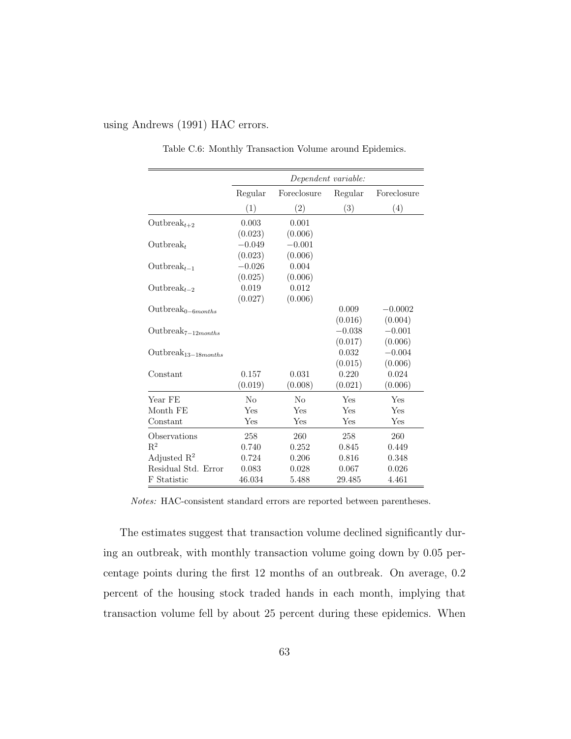using Andrews (1991) HAC errors.

Table C.6: Monthly Transaction Volume around Epidemics.

| | *Dependent variable:* | | | |
|---|---|---|---|---|
| | Regular | Foreclosure | Regular | Foreclosure |
| | (1) | (2) | (3) | (4) |
| $\text{Outbreak}_{t+2}$ | 0.003 | 0.001 | | |
| | (0.023) | (0.006) | | |
| $\text{Outbreak}_{t}$ | −0.049 | −0.001 | | |
| | (0.023) | (0.006) | | |
| $\text{Outbreak}_{t-1}$ | −0.026 | 0.004 | | |
| | (0.025) | (0.006) | | |
| $\text{Outbreak}_{t-2}$ | 0.019 | 0.012 | | |
| | (0.027) | (0.006) | | |
| $\text{Outbreak}_{0-6months}$ | | | 0.009 | −0.0002 |
| | | | (0.016) | (0.004) |
| $\text{Outbreak}_{7-12months}$ | | | −0.038 | −0.001 |
| | | | (0.017) | (0.006) |
| $\text{Outbreak}_{13-18months}$ | | | 0.032 | −0.004 |
| | | | (0.015) | (0.006) |
| Constant | 0.157 | 0.031 | 0.220 | 0.024 |
| | (0.019) | (0.008) | (0.021) | (0.006) |
| Year FE | No | No | Yes | Yes |
| Month FE | Yes | Yes | Yes | Yes |
| Constant | Yes | Yes | Yes | Yes |
| Observations | 258 | 260 | 258 | 260 |
| $R^2$ | 0.740 | 0.252 | 0.845 | 0.449 |
| Adjusted $R^2$ | 0.724 | 0.206 | 0.816 | 0.348 |
| Residual Std. Error | 0.083 | 0.028 | 0.067 | 0.026 |
| F Statistic | 46.034 | 5.488 | 29.485 | 4.461 |

*Notes:* HAC-consistent standard errors are reported between parentheses.

The estimates suggest that transaction volume declined significantly during an outbreak, with monthly transaction volume going down by 0.05 percentage points during the first 12 months of an outbreak. On average, 0.2 percent of the housing stock traded hands in each month, implying that transaction volume fell by about 25 percent during these epidemics. When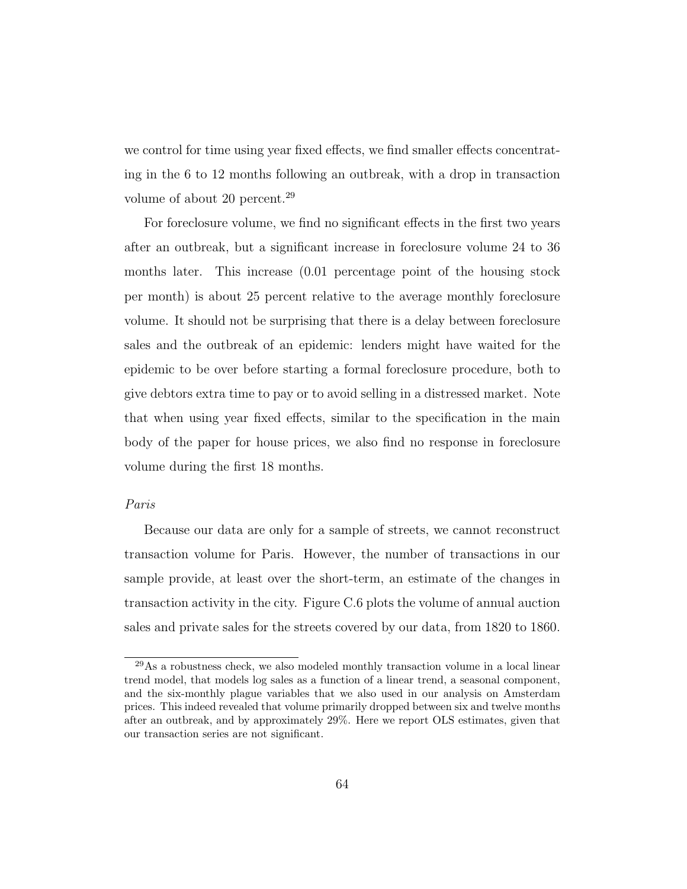we control for time using year fixed effects, we find smaller effects concentrating in the 6 to 12 months following an outbreak, with a drop in transaction volume of about 20 percent.[29]

For foreclosure volume, we find no significant effects in the first two years after an outbreak, but a significant increase in foreclosure volume 24 to 36 months later. This increase (0.01 percentage point of the housing stock per month) is about 25 percent relative to the average monthly foreclosure volume. It should not be surprising that there is a delay between foreclosure sales and the outbreak of an epidemic: lenders might have waited for the epidemic to be over before starting a formal foreclosure procedure, both to give debtors extra time to pay or to avoid selling in a distressed market. Note that when using year fixed effects, similar to the specification in the main body of the paper for house prices, we also find no response in foreclosure volume during the first 18 months.

*Paris*

Because our data are only for a sample of streets, we cannot reconstruct transaction volume for Paris. However, the number of transactions in our sample provide, at least over the short-term, an estimate of the changes in transaction activity in the city. Figure C.6 plots the volume of annual auction sales and private sales for the streets covered by our data, from 1820 to 1860.

[29] As a robustness check, we also modeled monthly transaction volume in a local linear trend model, that models log sales as a function of a linear trend, a seasonal component, and the six-monthly plague variables that we also used in our analysis on Amsterdam prices. This indeed revealed that volume primarily dropped between six and twelve months after an outbreak, and by approximately 29%. Here we report OLS estimates, given that our transaction series are not significant.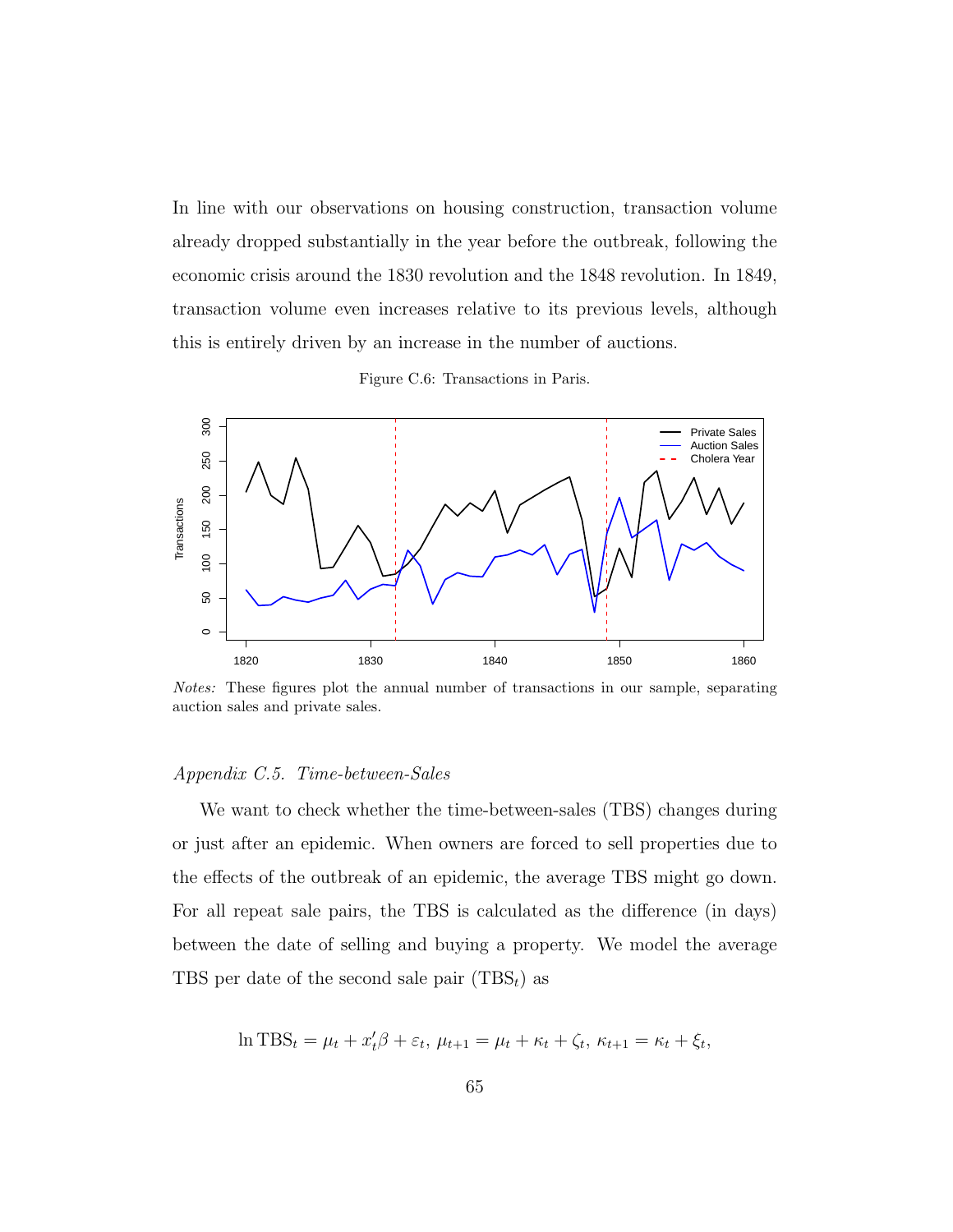In line with our observations on housing construction, transaction volume already dropped substantially in the year before the outbreak, following the economic crisis around the 1830 revolution and the 1848 revolution. In 1849, transaction volume even increases relative to its previous levels, although this is entirely driven by an increase in the number of auctions.

Figure C.6: Transactions in Paris.

*Notes:* These figures plot the annual number of transactions in our sample, separating auction sales and private sales.

### *Appendix C.5. Time-between-Sales*

We want to check whether the time-between-sales (TBS) changes during or just after an epidemic. When owners are forced to sell properties due to the effects of the outbreak of an epidemic, the average TBS might go down. For all repeat sale pairs, the TBS is calculated as the difference (in days) between the date of selling and buying a property. We model the average TBS per date of the second sale pair ($\text{TBS}_t$) as

$$\ln \text{TBS}_t = \mu_t + x_t'\beta + \varepsilon_t,\ \mu_{t+1} = \mu_t + \kappa_t + \zeta_t,\ \kappa_{t+1} = \kappa_t + \xi_t,$$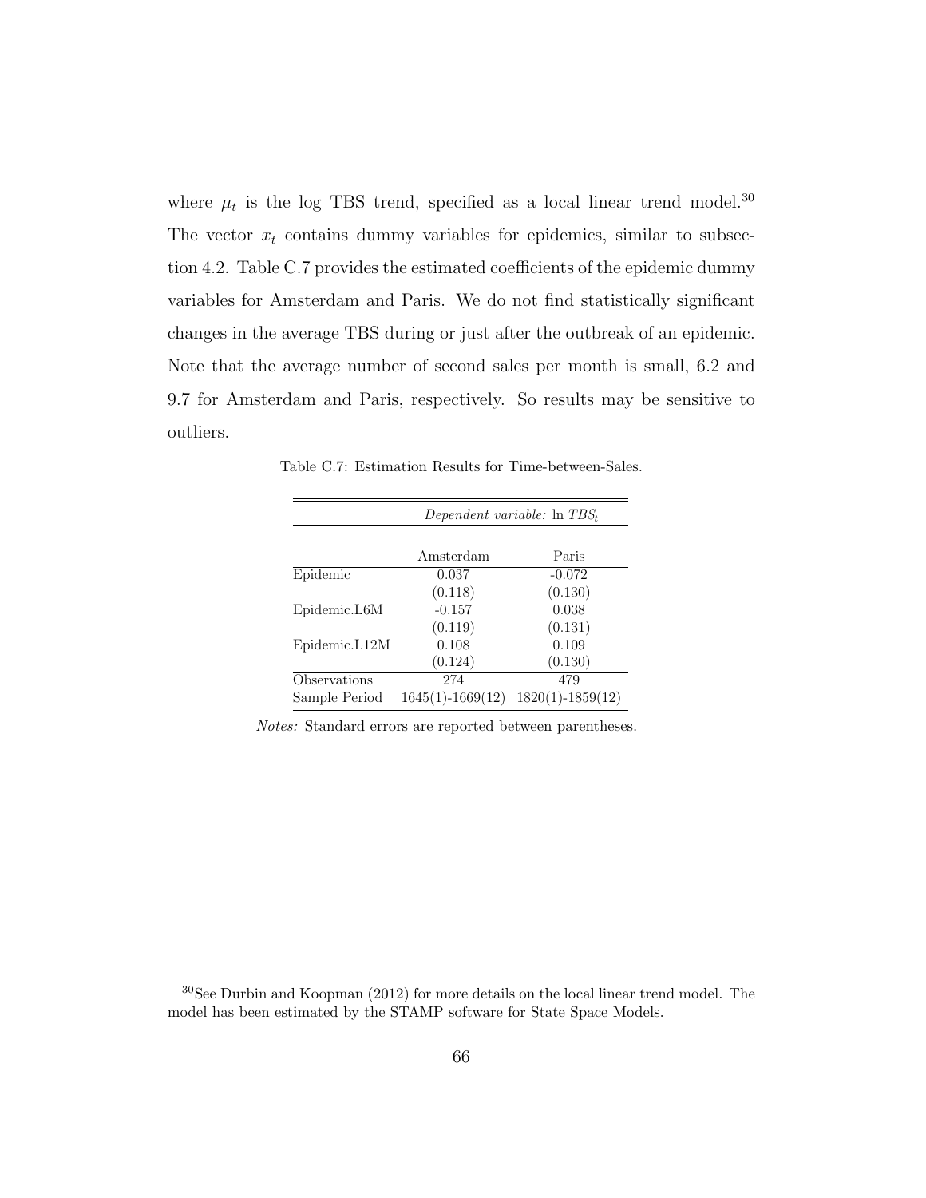where $\mu_t$ is the log TBS trend, specified as a local linear trend model.[30] The vector $x_t$ contains dummy variables for epidemics, similar to subsection 4.2. Table C.7 provides the estimated coefficients of the epidemic dummy variables for Amsterdam and Paris. We do not find statistically significant changes in the average TBS during or just after the outbreak of an epidemic. Note that the average number of second sales per month is small, 6.2 and 9.7 for Amsterdam and Paris, respectively. So results may be sensitive to outliers.

Table C.7: Estimation Results for Time-between-Sales.

| | *Dependent variable:* $\ln TBS_t$ | |
|---|---|---|
| | Amsterdam | Paris |
| Epidemic | 0.037 | -0.072 |
| | (0.118) | (0.130) |
| Epidemic.L6M | -0.157 | 0.038 |
| | (0.119) | (0.131) |
| Epidemic.L12M | 0.108 | 0.109 |
| | (0.124) | (0.130) |
| Observations | 274 | 479 |
| Sample Period | 1645(1)-1669(12) | 1820(1)-1859(12) |

*Notes:* Standard errors are reported between parentheses.

[30] See Durbin and Koopman (2012) for more details on the local linear trend model. The model has been estimated by the STAMP software for State Space Models.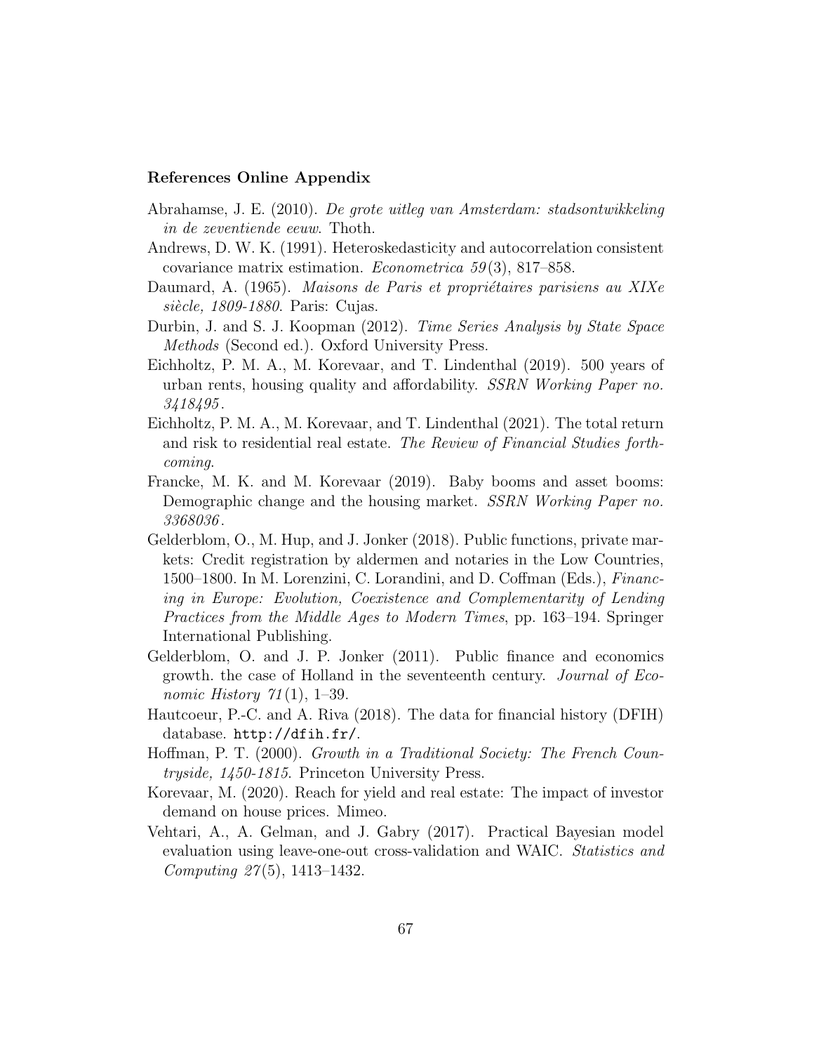**References Online Appendix**

Abrahamse, J. E. (2010). *De grote uitleg van Amsterdam: stadsontwikkeling in de zeventiende eeuw*. Thoth.

Andrews, D. W. K. (1991). Heteroskedasticity and autocorrelation consistent covariance matrix estimation. *Econometrica 59*(3), 817–858.

Daumard, A. (1965). *Maisons de Paris et propriétaires parisiens au XIXe siècle, 1809-1880*. Paris: Cujas.

Durbin, J. and S. J. Koopman (2012). *Time Series Analysis by State Space Methods* (Second ed.). Oxford University Press.

Eichholtz, P. M. A., M. Korevaar, and T. Lindenthal (2019). 500 years of urban rents, housing quality and affordability. *SSRN Working Paper no. 3418495*.

Eichholtz, P. M. A., M. Korevaar, and T. Lindenthal (2021). The total return and risk to residential real estate. *The Review of Financial Studies forthcoming*.

Francke, M. K. and M. Korevaar (2019). Baby booms and asset booms: Demographic change and the housing market. *SSRN Working Paper no. 3368036*.

Gelderblom, O., M. Hup, and J. Jonker (2018). Public functions, private markets: Credit registration by aldermen and notaries in the Low Countries, 1500–1800. In M. Lorenzini, C. Lorandini, and D. Coffman (Eds.), *Financing in Europe: Evolution, Coexistence and Complementarity of Lending Practices from the Middle Ages to Modern Times*, pp. 163–194. Springer International Publishing.

Gelderblom, O. and J. P. Jonker (2011). Public finance and economics growth. the case of Holland in the seventeenth century. *Journal of Economic History 71*(1), 1–39.

Hautcoeur, P.-C. and A. Riva (2018). The data for financial history (DFIH) database. http://dfih.fr/.

Hoffman, P. T. (2000). *Growth in a Traditional Society: The French Countryside, 1450-1815*. Princeton University Press.

Korevaar, M. (2020). Reach for yield and real estate: The impact of investor demand on house prices. Mimeo.

Vehtari, A., A. Gelman, and J. Gabry (2017). Practical Bayesian model evaluation using leave-one-out cross-validation and WAIC. *Statistics and Computing 27*(5), 1413–1432.